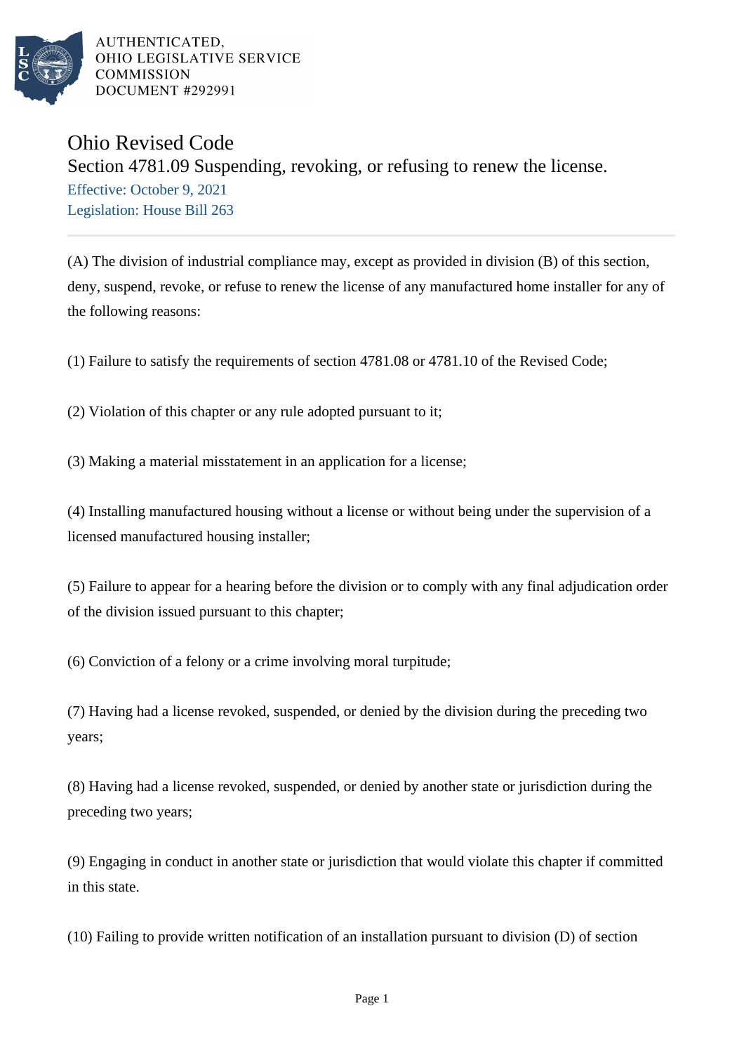AUTHENTICATED,
OHIO LEGISLATIVE SERVICE
COMMISSION
DOCUMENT #292991

# Ohio Revised Code

## Section 4781.09 Suspending, revoking, or refusing to renew the license.

Effective: October 9, 2021

Legislation: House Bill 263

(A) The division of industrial compliance may, except as provided in division (B) of this section, deny, suspend, revoke, or refuse to renew the license of any manufactured home installer for any of the following reasons:

(1) Failure to satisfy the requirements of section 4781.08 or 4781.10 of the Revised Code;

(2) Violation of this chapter or any rule adopted pursuant to it;

(3) Making a material misstatement in an application for a license;

(4) Installing manufactured housing without a license or without being under the supervision of a licensed manufactured housing installer;

(5) Failure to appear for a hearing before the division or to comply with any final adjudication order of the division issued pursuant to this chapter;

(6) Conviction of a felony or a crime involving moral turpitude;

(7) Having had a license revoked, suspended, or denied by the division during the preceding two years;

(8) Having had a license revoked, suspended, or denied by another state or jurisdiction during the preceding two years;

(9) Engaging in conduct in another state or jurisdiction that would violate this chapter if committed in this state.

(10) Failing to provide written notification of an installation pursuant to division (D) of section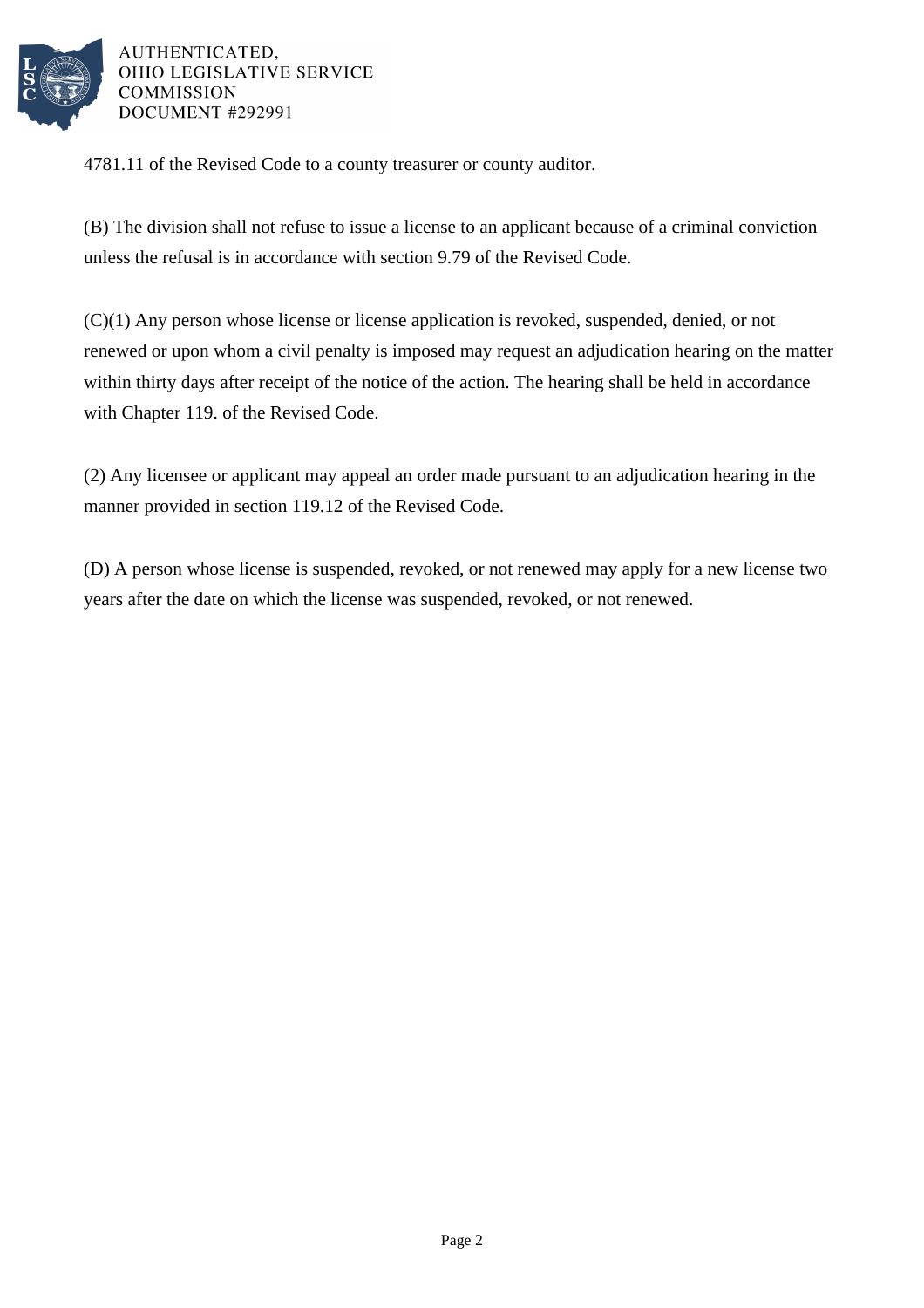4781.11 of the Revised Code to a county treasurer or county auditor.

(B) The division shall not refuse to issue a license to an applicant because of a criminal conviction unless the refusal is in accordance with section 9.79 of the Revised Code.

(C)(1) Any person whose license or license application is revoked, suspended, denied, or not renewed or upon whom a civil penalty is imposed may request an adjudication hearing on the matter within thirty days after receipt of the notice of the action. The hearing shall be held in accordance with Chapter 119. of the Revised Code.

(2) Any licensee or applicant may appeal an order made pursuant to an adjudication hearing in the manner provided in section 119.12 of the Revised Code.

(D) A person whose license is suspended, revoked, or not renewed may apply for a new license two years after the date on which the license was suspended, revoked, or not renewed.